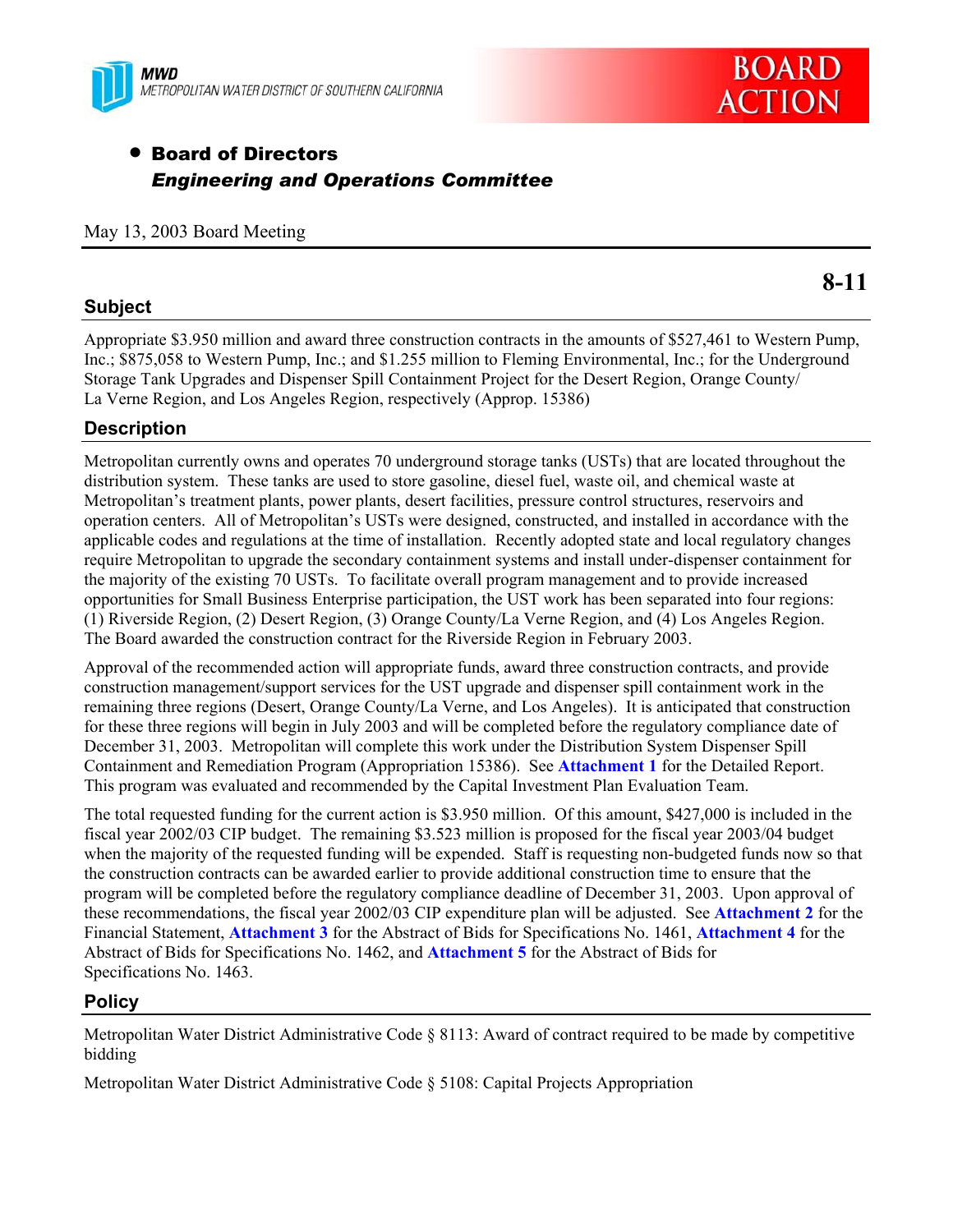MWD
METROPOLITAN WATER DISTRICT OF SOUTHERN CALIFORNIA

BOARD ACTION

- **Board of Directors**
  ***Engineering and Operations Committee***

May 13, 2003 Board Meeting

**8-11**

## Subject

Appropriate $3.950 million and award three construction contracts in the amounts of $527,461 to Western Pump, Inc.; $875,058 to Western Pump, Inc.; and $1.255 million to Fleming Environmental, Inc.; for the Underground Storage Tank Upgrades and Dispenser Spill Containment Project for the Desert Region, Orange County/ La Verne Region, and Los Angeles Region, respectively (Approp. 15386)

## Description

Metropolitan currently owns and operates 70 underground storage tanks (USTs) that are located throughout the distribution system. These tanks are used to store gasoline, diesel fuel, waste oil, and chemical waste at Metropolitan's treatment plants, power plants, desert facilities, pressure control structures, reservoirs and operation centers. All of Metropolitan's USTs were designed, constructed, and installed in accordance with the applicable codes and regulations at the time of installation. Recently adopted state and local regulatory changes require Metropolitan to upgrade the secondary containment systems and install under-dispenser containment for the majority of the existing 70 USTs. To facilitate overall program management and to provide increased opportunities for Small Business Enterprise participation, the UST work has been separated into four regions: (1) Riverside Region, (2) Desert Region, (3) Orange County/La Verne Region, and (4) Los Angeles Region. The Board awarded the construction contract for the Riverside Region in February 2003.

Approval of the recommended action will appropriate funds, award three construction contracts, and provide construction management/support services for the UST upgrade and dispenser spill containment work in the remaining three regions (Desert, Orange County/La Verne, and Los Angeles). It is anticipated that construction for these three regions will begin in July 2003 and will be completed before the regulatory compliance date of December 31, 2003. Metropolitan will complete this work under the Distribution System Dispenser Spill Containment and Remediation Program (Appropriation 15386). See **Attachment 1** for the Detailed Report. This program was evaluated and recommended by the Capital Investment Plan Evaluation Team.

The total requested funding for the current action is $3.950 million. Of this amount, $427,000 is included in the fiscal year 2002/03 CIP budget. The remaining $3.523 million is proposed for the fiscal year 2003/04 budget when the majority of the requested funding will be expended. Staff is requesting non-budgeted funds now so that the construction contracts can be awarded earlier to provide additional construction time to ensure that the program will be completed before the regulatory compliance deadline of December 31, 2003. Upon approval of these recommendations, the fiscal year 2002/03 CIP expenditure plan will be adjusted. See **Attachment 2** for the Financial Statement, **Attachment 3** for the Abstract of Bids for Specifications No. 1461, **Attachment 4** for the Abstract of Bids for Specifications No. 1462, and **Attachment 5** for the Abstract of Bids for Specifications No. 1463.

## Policy

Metropolitan Water District Administrative Code § 8113: Award of contract required to be made by competitive bidding

Metropolitan Water District Administrative Code § 5108: Capital Projects Appropriation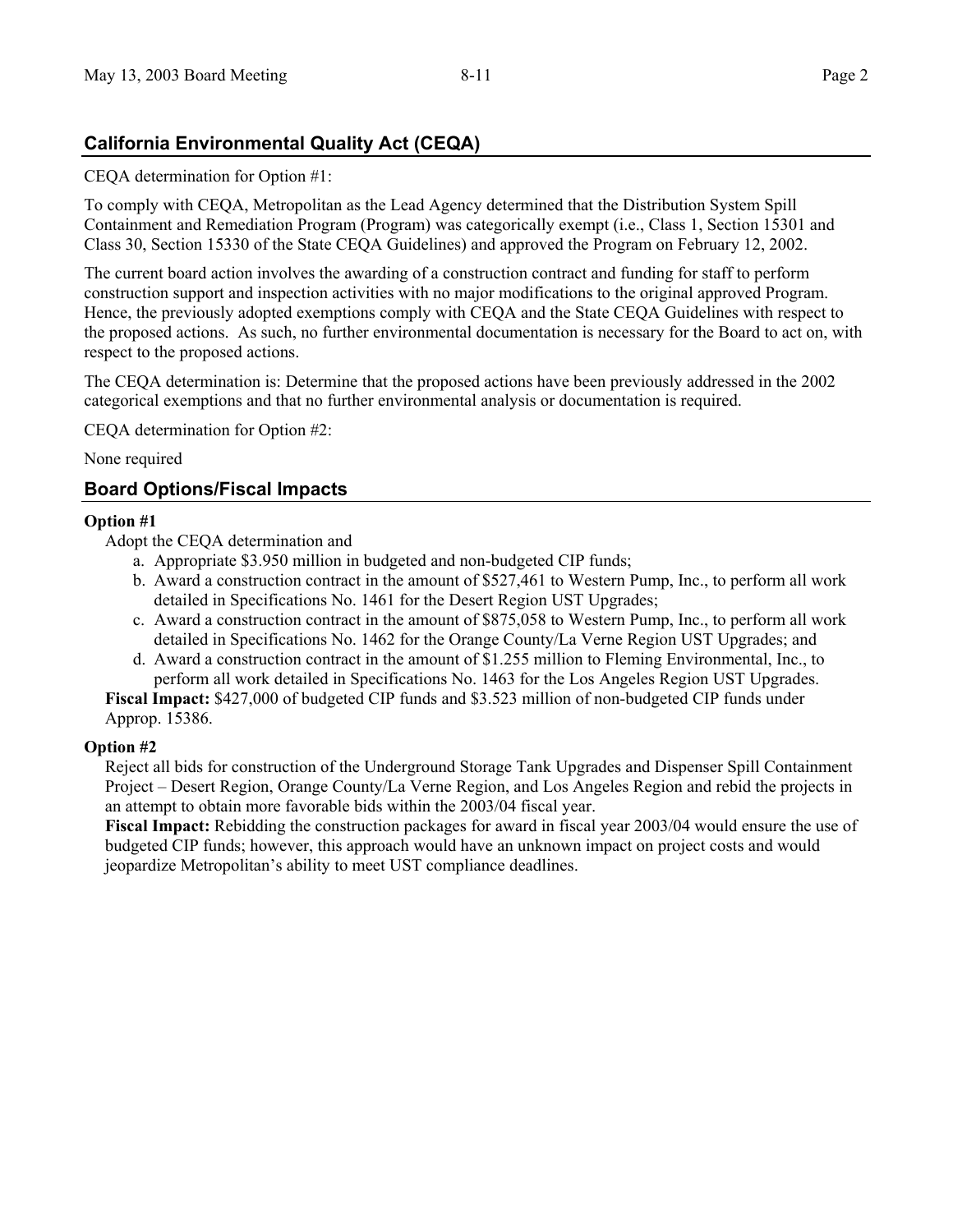## California Environmental Quality Act (CEQA)

CEQA determination for Option #1:

To comply with CEQA, Metropolitan as the Lead Agency determined that the Distribution System Spill Containment and Remediation Program (Program) was categorically exempt (i.e., Class 1, Section 15301 and Class 30, Section 15330 of the State CEQA Guidelines) and approved the Program on February 12, 2002.

The current board action involves the awarding of a construction contract and funding for staff to perform construction support and inspection activities with no major modifications to the original approved Program. Hence, the previously adopted exemptions comply with CEQA and the State CEQA Guidelines with respect to the proposed actions. As such, no further environmental documentation is necessary for the Board to act on, with respect to the proposed actions.

The CEQA determination is: Determine that the proposed actions have been previously addressed in the 2002 categorical exemptions and that no further environmental analysis or documentation is required.

CEQA determination for Option #2:

None required

## Board Options/Fiscal Impacts

**Option #1**

Adopt the CEQA determination and

a. Appropriate $3.950 million in budgeted and non-budgeted CIP funds;
b. Award a construction contract in the amount of $527,461 to Western Pump, Inc., to perform all work detailed in Specifications No. 1461 for the Desert Region UST Upgrades;
c. Award a construction contract in the amount of $875,058 to Western Pump, Inc., to perform all work detailed in Specifications No. 1462 for the Orange County/La Verne Region UST Upgrades; and
d. Award a construction contract in the amount of $1.255 million to Fleming Environmental, Inc., to perform all work detailed in Specifications No. 1463 for the Los Angeles Region UST Upgrades.

**Fiscal Impact:** $427,000 of budgeted CIP funds and $3.523 million of non-budgeted CIP funds under Approp. 15386.

**Option #2**

Reject all bids for construction of the Underground Storage Tank Upgrades and Dispenser Spill Containment Project – Desert Region, Orange County/La Verne Region, and Los Angeles Region and rebid the projects in an attempt to obtain more favorable bids within the 2003/04 fiscal year.

**Fiscal Impact:** Rebidding the construction packages for award in fiscal year 2003/04 would ensure the use of budgeted CIP funds; however, this approach would have an unknown impact on project costs and would jeopardize Metropolitan's ability to meet UST compliance deadlines.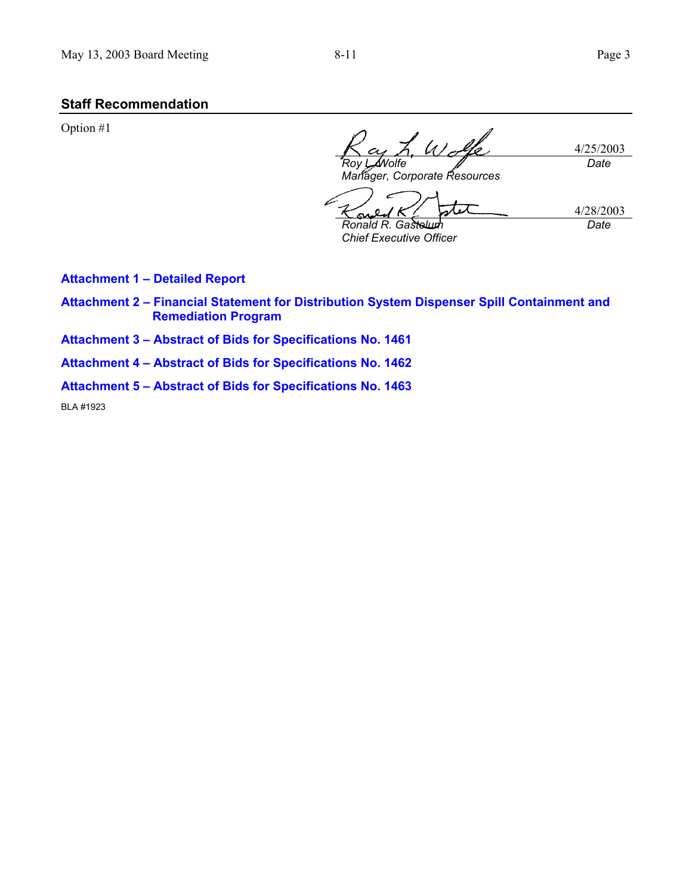## Staff Recommendation

Option #1

| | |
|---|---|
| *Roy L. Wolfe*<br>*Manager, Corporate Resources* | 4/25/2003<br>*Date* |
| *Ronald R. Gastelum*<br>*Chief Executive Officer* | 4/28/2003<br>*Date* |

**Attachment 1 – Detailed Report**

**Attachment 2 – Financial Statement for Distribution System Dispenser Spill Containment and Remediation Program**

**Attachment 3 – Abstract of Bids for Specifications No. 1461**

**Attachment 4 – Abstract of Bids for Specifications No. 1462**

**Attachment 5 – Abstract of Bids for Specifications No. 1463**

BLA #1923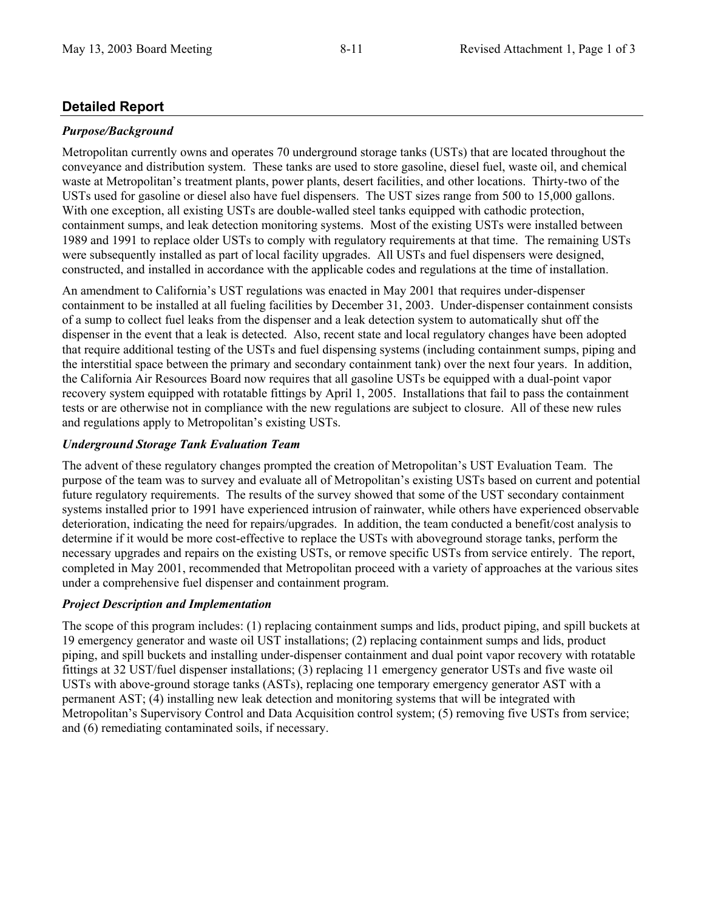## Detailed Report

***Purpose/Background***

Metropolitan currently owns and operates 70 underground storage tanks (USTs) that are located throughout the conveyance and distribution system. These tanks are used to store gasoline, diesel fuel, waste oil, and chemical waste at Metropolitan's treatment plants, power plants, desert facilities, and other locations. Thirty-two of the USTs used for gasoline or diesel also have fuel dispensers. The UST sizes range from 500 to 15,000 gallons. With one exception, all existing USTs are double-walled steel tanks equipped with cathodic protection, containment sumps, and leak detection monitoring systems. Most of the existing USTs were installed between 1989 and 1991 to replace older USTs to comply with regulatory requirements at that time. The remaining USTs were subsequently installed as part of local facility upgrades. All USTs and fuel dispensers were designed, constructed, and installed in accordance with the applicable codes and regulations at the time of installation.

An amendment to California's UST regulations was enacted in May 2001 that requires under-dispenser containment to be installed at all fueling facilities by December 31, 2003. Under-dispenser containment consists of a sump to collect fuel leaks from the dispenser and a leak detection system to automatically shut off the dispenser in the event that a leak is detected. Also, recent state and local regulatory changes have been adopted that require additional testing of the USTs and fuel dispensing systems (including containment sumps, piping and the interstitial space between the primary and secondary containment tank) over the next four years. In addition, the California Air Resources Board now requires that all gasoline USTs be equipped with a dual-point vapor recovery system equipped with rotatable fittings by April 1, 2005. Installations that fail to pass the containment tests or are otherwise not in compliance with the new regulations are subject to closure. All of these new rules and regulations apply to Metropolitan's existing USTs.

***Underground Storage Tank Evaluation Team***

The advent of these regulatory changes prompted the creation of Metropolitan's UST Evaluation Team. The purpose of the team was to survey and evaluate all of Metropolitan's existing USTs based on current and potential future regulatory requirements. The results of the survey showed that some of the UST secondary containment systems installed prior to 1991 have experienced intrusion of rainwater, while others have experienced observable deterioration, indicating the need for repairs/upgrades. In addition, the team conducted a benefit/cost analysis to determine if it would be more cost-effective to replace the USTs with aboveground storage tanks, perform the necessary upgrades and repairs on the existing USTs, or remove specific USTs from service entirely. The report, completed in May 2001, recommended that Metropolitan proceed with a variety of approaches at the various sites under a comprehensive fuel dispenser and containment program.

***Project Description and Implementation***

The scope of this program includes: (1) replacing containment sumps and lids, product piping, and spill buckets at 19 emergency generator and waste oil UST installations; (2) replacing containment sumps and lids, product piping, and spill buckets and installing under-dispenser containment and dual point vapor recovery with rotatable fittings at 32 UST/fuel dispenser installations; (3) replacing 11 emergency generator USTs and five waste oil USTs with above-ground storage tanks (ASTs), replacing one temporary emergency generator AST with a permanent AST; (4) installing new leak detection and monitoring systems that will be integrated with Metropolitan's Supervisory Control and Data Acquisition control system; (5) removing five USTs from service; and (6) remediating contaminated soils, if necessary.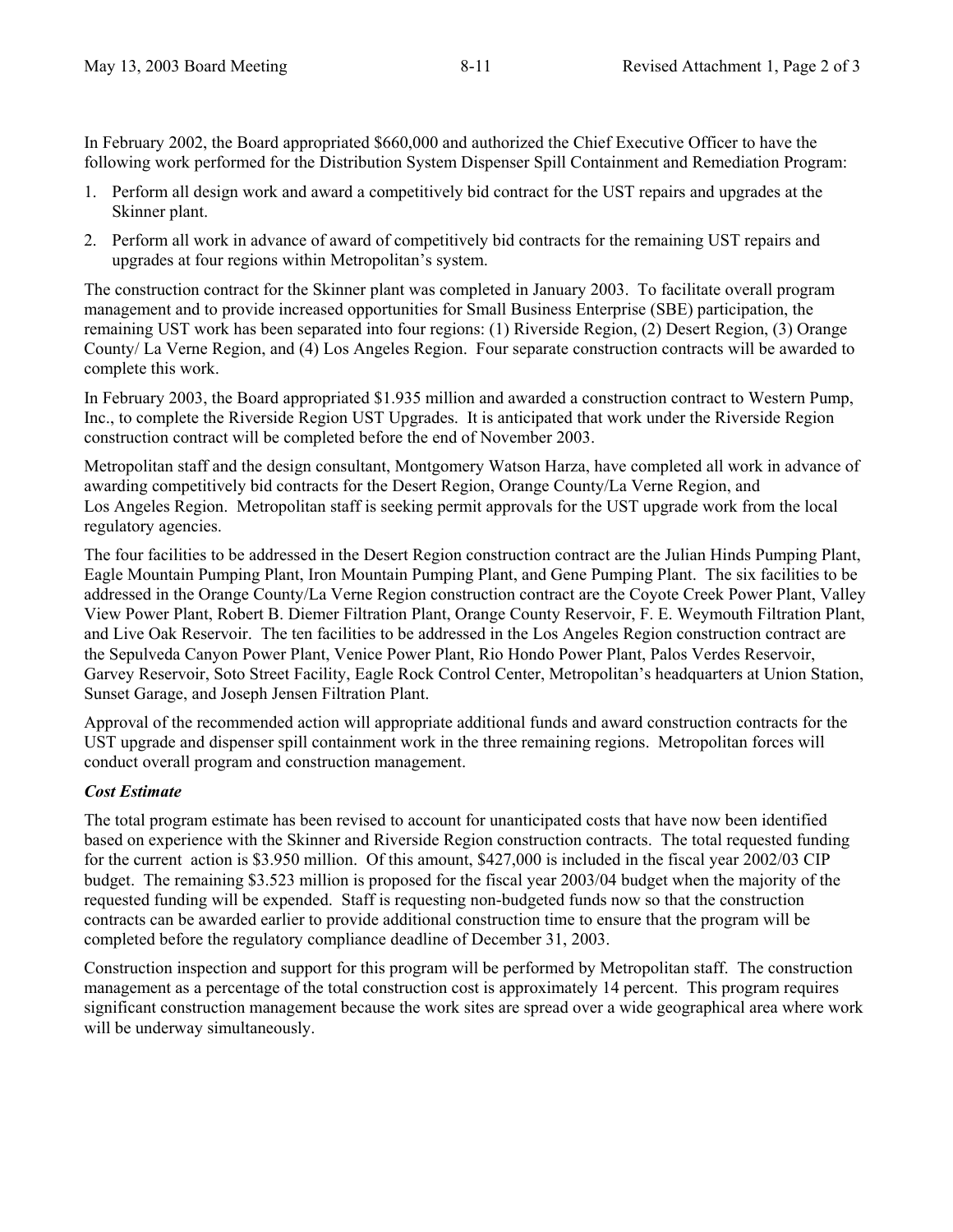In February 2002, the Board appropriated $660,000 and authorized the Chief Executive Officer to have the following work performed for the Distribution System Dispenser Spill Containment and Remediation Program:

1. Perform all design work and award a competitively bid contract for the UST repairs and upgrades at the Skinner plant.
2. Perform all work in advance of award of competitively bid contracts for the remaining UST repairs and upgrades at four regions within Metropolitan's system.

The construction contract for the Skinner plant was completed in January 2003. To facilitate overall program management and to provide increased opportunities for Small Business Enterprise (SBE) participation, the remaining UST work has been separated into four regions: (1) Riverside Region, (2) Desert Region, (3) Orange County/ La Verne Region, and (4) Los Angeles Region. Four separate construction contracts will be awarded to complete this work.

In February 2003, the Board appropriated $1.935 million and awarded a construction contract to Western Pump, Inc., to complete the Riverside Region UST Upgrades. It is anticipated that work under the Riverside Region construction contract will be completed before the end of November 2003.

Metropolitan staff and the design consultant, Montgomery Watson Harza, have completed all work in advance of awarding competitively bid contracts for the Desert Region, Orange County/La Verne Region, and Los Angeles Region. Metropolitan staff is seeking permit approvals for the UST upgrade work from the local regulatory agencies.

The four facilities to be addressed in the Desert Region construction contract are the Julian Hinds Pumping Plant, Eagle Mountain Pumping Plant, Iron Mountain Pumping Plant, and Gene Pumping Plant. The six facilities to be addressed in the Orange County/La Verne Region construction contract are the Coyote Creek Power Plant, Valley View Power Plant, Robert B. Diemer Filtration Plant, Orange County Reservoir, F. E. Weymouth Filtration Plant, and Live Oak Reservoir. The ten facilities to be addressed in the Los Angeles Region construction contract are the Sepulveda Canyon Power Plant, Venice Power Plant, Rio Hondo Power Plant, Palos Verdes Reservoir, Garvey Reservoir, Soto Street Facility, Eagle Rock Control Center, Metropolitan's headquarters at Union Station, Sunset Garage, and Joseph Jensen Filtration Plant.

Approval of the recommended action will appropriate additional funds and award construction contracts for the UST upgrade and dispenser spill containment work in the three remaining regions. Metropolitan forces will conduct overall program and construction management.

***Cost Estimate***

The total program estimate has been revised to account for unanticipated costs that have now been identified based on experience with the Skinner and Riverside Region construction contracts. The total requested funding for the current action is $3.950 million. Of this amount, $427,000 is included in the fiscal year 2002/03 CIP budget. The remaining $3.523 million is proposed for the fiscal year 2003/04 budget when the majority of the requested funding will be expended. Staff is requesting non-budgeted funds now so that the construction contracts can be awarded earlier to provide additional construction time to ensure that the program will be completed before the regulatory compliance deadline of December 31, 2003.

Construction inspection and support for this program will be performed by Metropolitan staff. The construction management as a percentage of the total construction cost is approximately 14 percent. This program requires significant construction management because the work sites are spread over a wide geographical area where work will be underway simultaneously.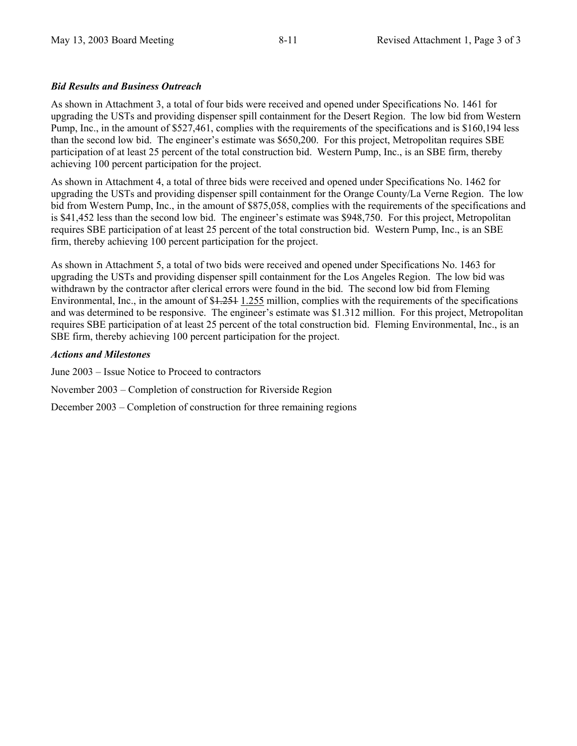***Bid Results and Business Outreach***

As shown in Attachment 3, a total of four bids were received and opened under Specifications No. 1461 for upgrading the USTs and providing dispenser spill containment for the Desert Region. The low bid from Western Pump, Inc., in the amount of $527,461, complies with the requirements of the specifications and is $160,194 less than the second low bid. The engineer's estimate was $650,200. For this project, Metropolitan requires SBE participation of at least 25 percent of the total construction bid. Western Pump, Inc., is an SBE firm, thereby achieving 100 percent participation for the project.

As shown in Attachment 4, a total of three bids were received and opened under Specifications No. 1462 for upgrading the USTs and providing dispenser spill containment for the Orange County/La Verne Region. The low bid from Western Pump, Inc., in the amount of $875,058, complies with the requirements of the specifications and is $41,452 less than the second low bid. The engineer's estimate was $948,750. For this project, Metropolitan requires SBE participation of at least 25 percent of the total construction bid. Western Pump, Inc., is an SBE firm, thereby achieving 100 percent participation for the project.

As shown in Attachment 5, a total of two bids were received and opened under Specifications No. 1463 for upgrading the USTs and providing dispenser spill containment for the Los Angeles Region. The low bid was withdrawn by the contractor after clerical errors were found in the bid. The second low bid from Fleming Environmental, Inc., in the amount of $~~1.251~~ 1.255 million, complies with the requirements of the specifications and was determined to be responsive. The engineer's estimate was $1.312 million. For this project, Metropolitan requires SBE participation of at least 25 percent of the total construction bid. Fleming Environmental, Inc., is an SBE firm, thereby achieving 100 percent participation for the project.

***Actions and Milestones***

June 2003 – Issue Notice to Proceed to contractors

November 2003 – Completion of construction for Riverside Region

December 2003 – Completion of construction for three remaining regions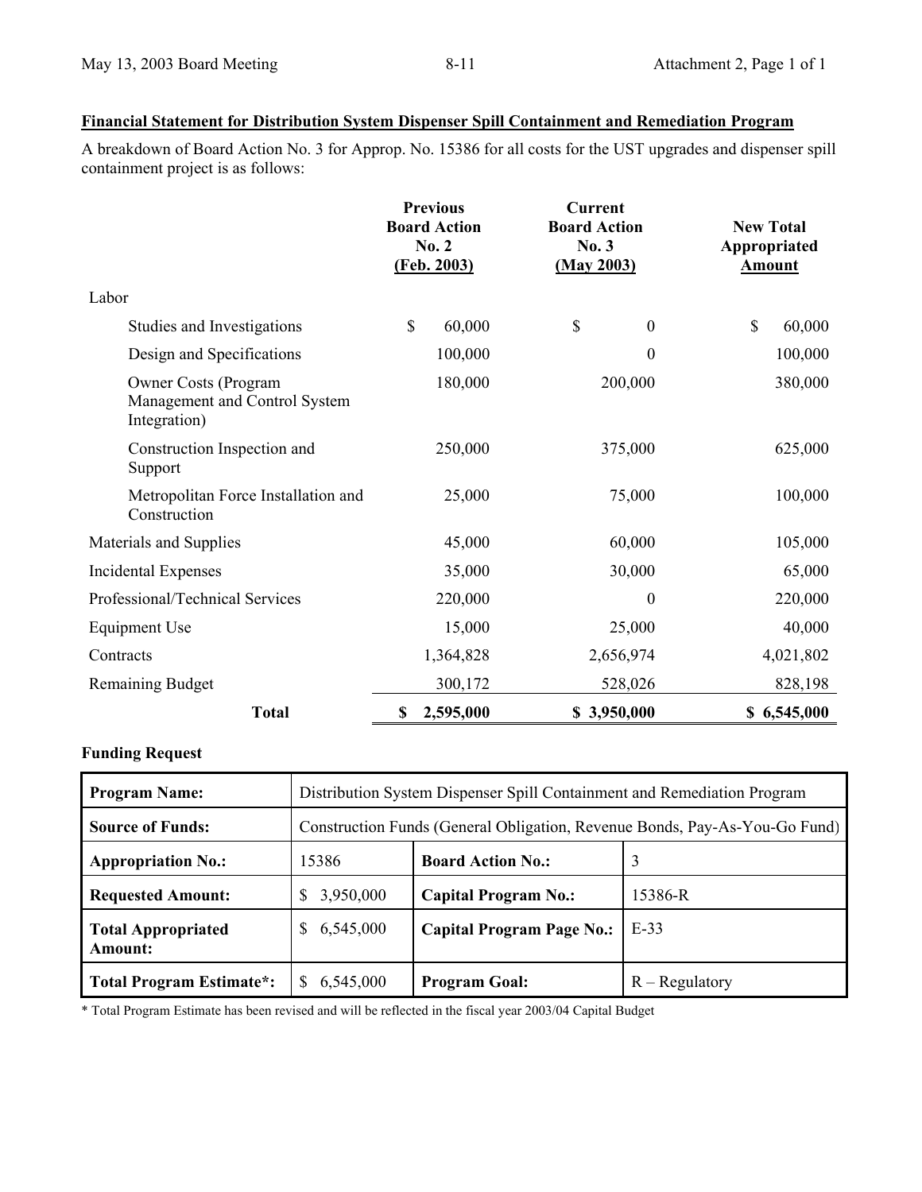**Financial Statement for Distribution System Dispenser Spill Containment and Remediation Program**

A breakdown of Board Action No. 3 for Approp. No. 15386 for all costs for the UST upgrades and dispenser spill containment project is as follows:

| | Previous Board Action No. 2 (Feb. 2003) | Current Board Action No. 3 (May 2003) | New Total Appropriated Amount |
|---|---|---|---|
| Labor | | | |
| Studies and Investigations | $ 60,000 | $ 0 | $ 60,000 |
| Design and Specifications | 100,000 | 0 | 100,000 |
| Owner Costs (Program Management and Control System Integration) | 180,000 | 200,000 | 380,000 |
| Construction Inspection and Support | 250,000 | 375,000 | 625,000 |
| Metropolitan Force Installation and Construction | 25,000 | 75,000 | 100,000 |
| Materials and Supplies | 45,000 | 60,000 | 105,000 |
| Incidental Expenses | 35,000 | 30,000 | 65,000 |
| Professional/Technical Services | 220,000 | 0 | 220,000 |
| Equipment Use | 15,000 | 25,000 | 40,000 |
| Contracts | 1,364,828 | 2,656,974 | 4,021,802 |
| Remaining Budget | 300,172 | 528,026 | 828,198 |
| **Total** | **$ 2,595,000** | **$ 3,950,000** | **$ 6,545,000** |

**Funding Request**

| **Program Name:** | Distribution System Dispenser Spill Containment and Remediation Program | | |
|---|---|---|---|
| **Source of Funds:** | Construction Funds (General Obligation, Revenue Bonds, Pay-As-You-Go Fund) | | |
| **Appropriation No.:** | 15386 | **Board Action No.:** | 3 |
| **Requested Amount:** | $ 3,950,000 | **Capital Program No.:** | 15386-R |
| **Total Appropriated Amount:** | $ 6,545,000 | **Capital Program Page No.:** | E-33 |
| **Total Program Estimate*:** | $ 6,545,000 | **Program Goal:** | R – Regulatory |

\* Total Program Estimate has been revised and will be reflected in the fiscal year 2003/04 Capital Budget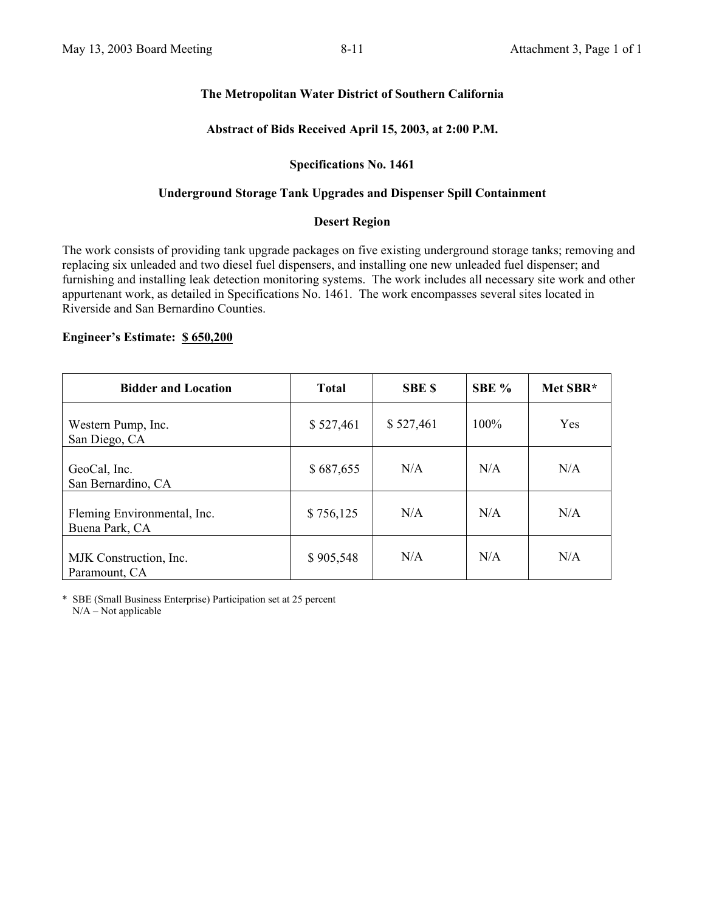**The Metropolitan Water District of Southern California**

**Abstract of Bids Received April 15, 2003, at 2:00 P.M.**

**Specifications No. 1461**

**Underground Storage Tank Upgrades and Dispenser Spill Containment**

**Desert Region**

The work consists of providing tank upgrade packages on five existing underground storage tanks; removing and replacing six unleaded and two diesel fuel dispensers, and installing one new unleaded fuel dispenser; and furnishing and installing leak detection monitoring systems. The work includes all necessary site work and other appurtenant work, as detailed in Specifications No. 1461. The work encompasses several sites located in Riverside and San Bernardino Counties.

**Engineer's Estimate: $ 650,200**

| Bidder and Location | Total | SBE $ | SBE % | Met SBR* |
|---|---|---|---|---|
| Western Pump, Inc.<br>San Diego, CA | $ 527,461 | $ 527,461 | 100% | Yes |
| GeoCal, Inc.<br>San Bernardino, CA | $ 687,655 | N/A | N/A | N/A |
| Fleming Environmental, Inc.<br>Buena Park, CA | $ 756,125 | N/A | N/A | N/A |
| MJK Construction, Inc.<br>Paramount, CA | $ 905,548 | N/A | N/A | N/A |

\* SBE (Small Business Enterprise) Participation set at 25 percent
N/A – Not applicable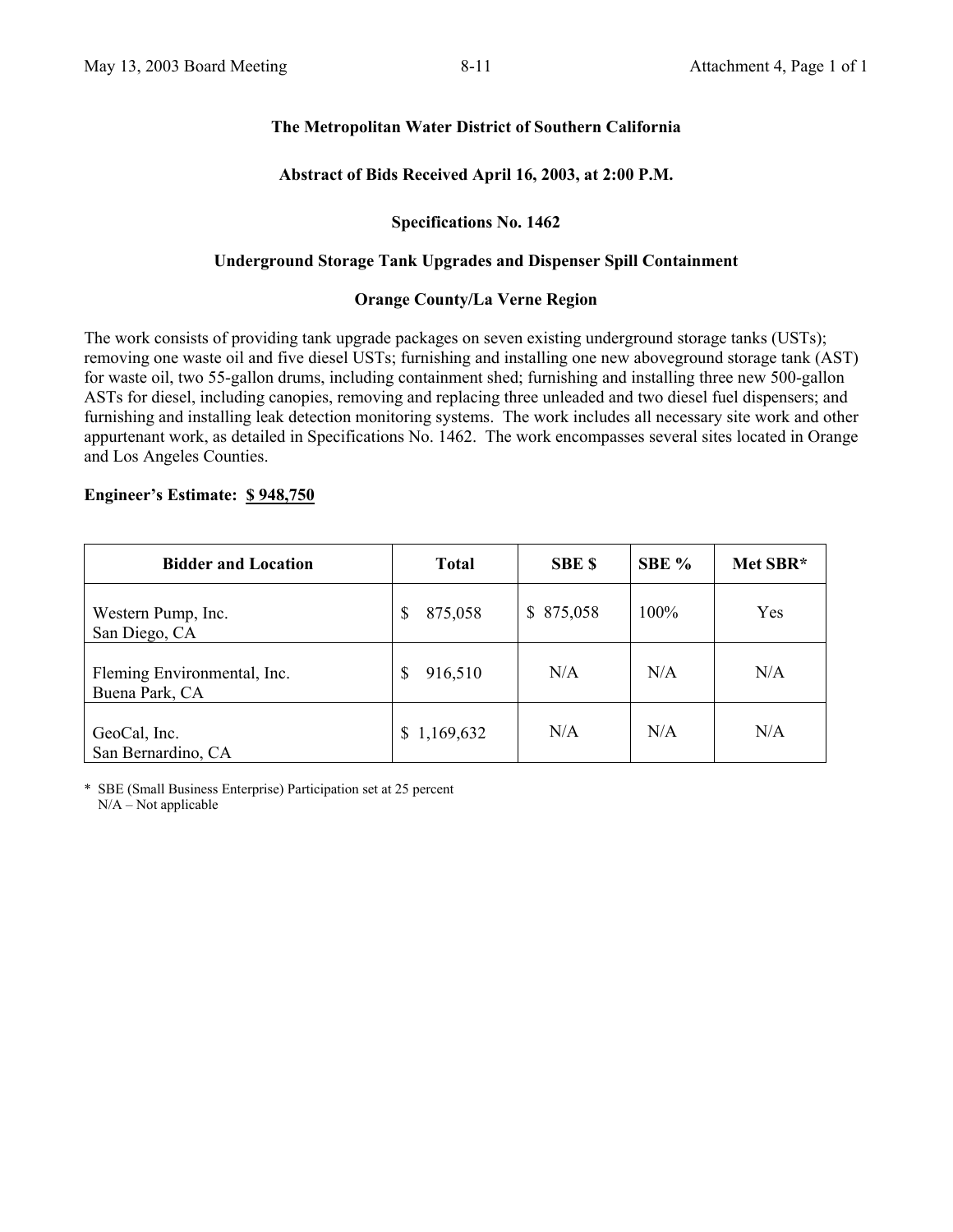**The Metropolitan Water District of Southern California**

**Abstract of Bids Received April 16, 2003, at 2:00 P.M.**

**Specifications No. 1462**

**Underground Storage Tank Upgrades and Dispenser Spill Containment**

**Orange County/La Verne Region**

The work consists of providing tank upgrade packages on seven existing underground storage tanks (USTs); removing one waste oil and five diesel USTs; furnishing and installing one new aboveground storage tank (AST) for waste oil, two 55-gallon drums, including containment shed; furnishing and installing three new 500-gallon ASTs for diesel, including canopies, removing and replacing three unleaded and two diesel fuel dispensers; and furnishing and installing leak detection monitoring systems. The work includes all necessary site work and other appurtenant work, as detailed in Specifications No. 1462. The work encompasses several sites located in Orange and Los Angeles Counties.

**Engineer's Estimate: $ 948,750**

| Bidder and Location | Total | SBE $ | SBE % | Met SBR* |
|---|---|---|---|---|
| Western Pump, Inc.<br>San Diego, CA | $ 875,058 | $ 875,058 | 100% | Yes |
| Fleming Environmental, Inc.<br>Buena Park, CA | $ 916,510 | N/A | N/A | N/A |
| GeoCal, Inc.<br>San Bernardino, CA | $ 1,169,632 | N/A | N/A | N/A |

\* SBE (Small Business Enterprise) Participation set at 25 percent
N/A – Not applicable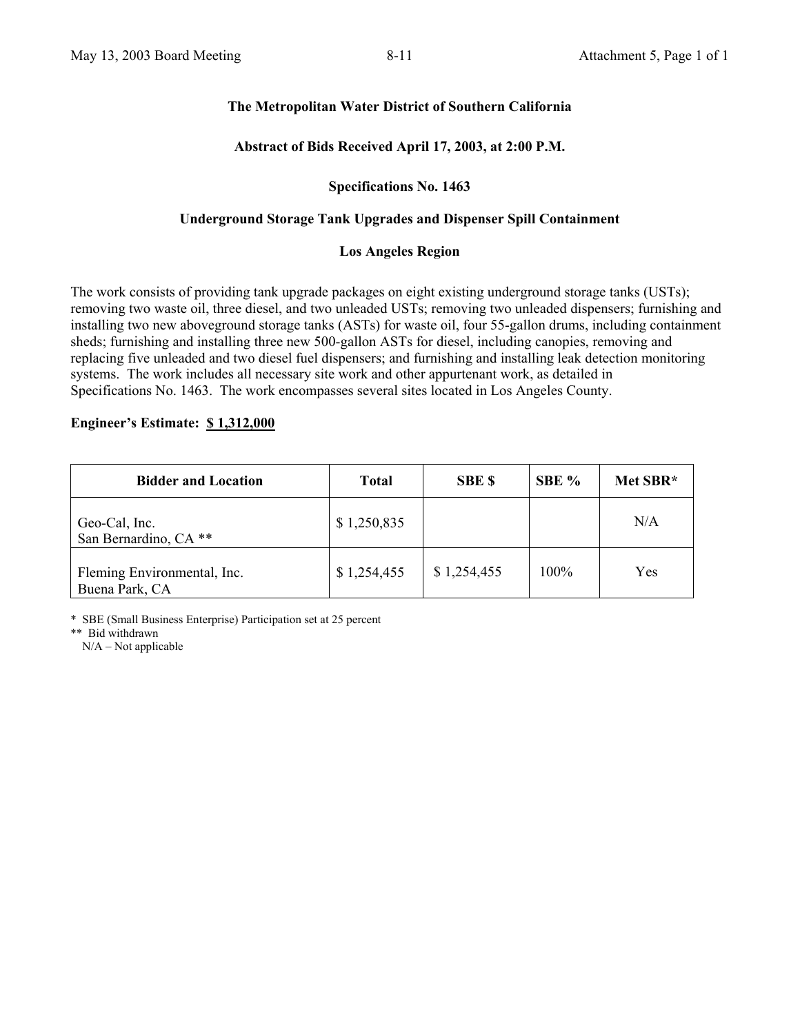**The Metropolitan Water District of Southern California**

**Abstract of Bids Received April 17, 2003, at 2:00 P.M.**

**Specifications No. 1463**

**Underground Storage Tank Upgrades and Dispenser Spill Containment**

**Los Angeles Region**

The work consists of providing tank upgrade packages on eight existing underground storage tanks (USTs); removing two waste oil, three diesel, and two unleaded USTs; removing two unleaded dispensers; furnishing and installing two new aboveground storage tanks (ASTs) for waste oil, four 55-gallon drums, including containment sheds; furnishing and installing three new 500-gallon ASTs for diesel, including canopies, removing and replacing five unleaded and two diesel fuel dispensers; and furnishing and installing leak detection monitoring systems. The work includes all necessary site work and other appurtenant work, as detailed in Specifications No. 1463. The work encompasses several sites located in Los Angeles County.

**Engineer's Estimate: $ 1,312,000**

| Bidder and Location | Total | SBE $ | SBE % | Met SBR* |
|---|---|---|---|---|
| Geo-Cal, Inc.<br>San Bernardino, CA ** | $ 1,250,835 | | | N/A |
| Fleming Environmental, Inc.<br>Buena Park, CA | $ 1,254,455 | $ 1,254,455 | 100% | Yes |

\* SBE (Small Business Enterprise) Participation set at 25 percent

** Bid withdrawn

N/A – Not applicable